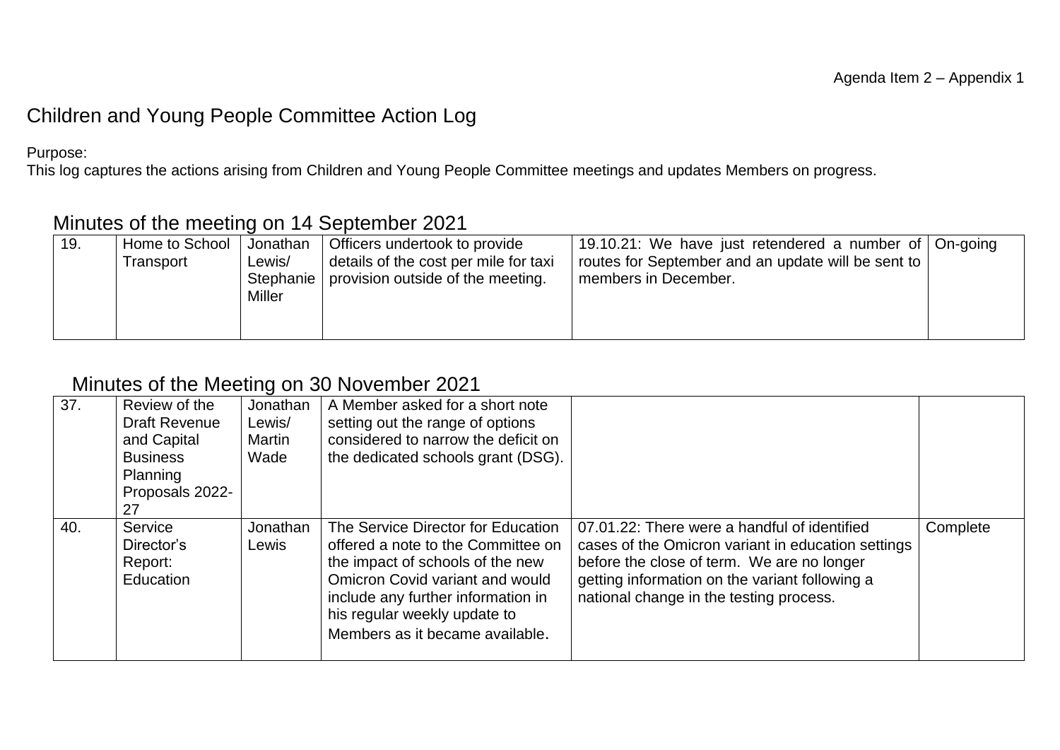Agenda Item 2 – Appendix 1

# Children and Young People Committee Action Log

Purpose:
This log captures the actions arising from Children and Young People Committee meetings and updates Members on progress.

## Minutes of the meeting on 14 September 2021

| | | | | | |
|---|---|---|---|---|---|
| 19. | Home to School Transport | Jonathan Lewis/ Stephanie Miller | Officers undertook to provide details of the cost per mile for taxi provision outside of the meeting. | 19.10.21: We have just retendered a number of routes for September and an update will be sent to members in December. | On-going |

## Minutes of the Meeting on 30 November 2021

| | | | | | |
|---|---|---|---|---|---|
| 37. | Review of the Draft Revenue and Capital Business Planning Proposals 2022-27 | Jonathan Lewis/ Martin Wade | A Member asked for a short note setting out the range of options considered to narrow the deficit on the dedicated schools grant (DSG). | | |
| 40. | Service Director's Report: Education | Jonathan Lewis | The Service Director for Education offered a note to the Committee on the impact of schools of the new Omicron Covid variant and would include any further information in his regular weekly update to Members as it became available. | 07.01.22: There were a handful of identified cases of the Omicron variant in education settings before the close of term. We are no longer getting information on the variant following a national change in the testing process. | Complete |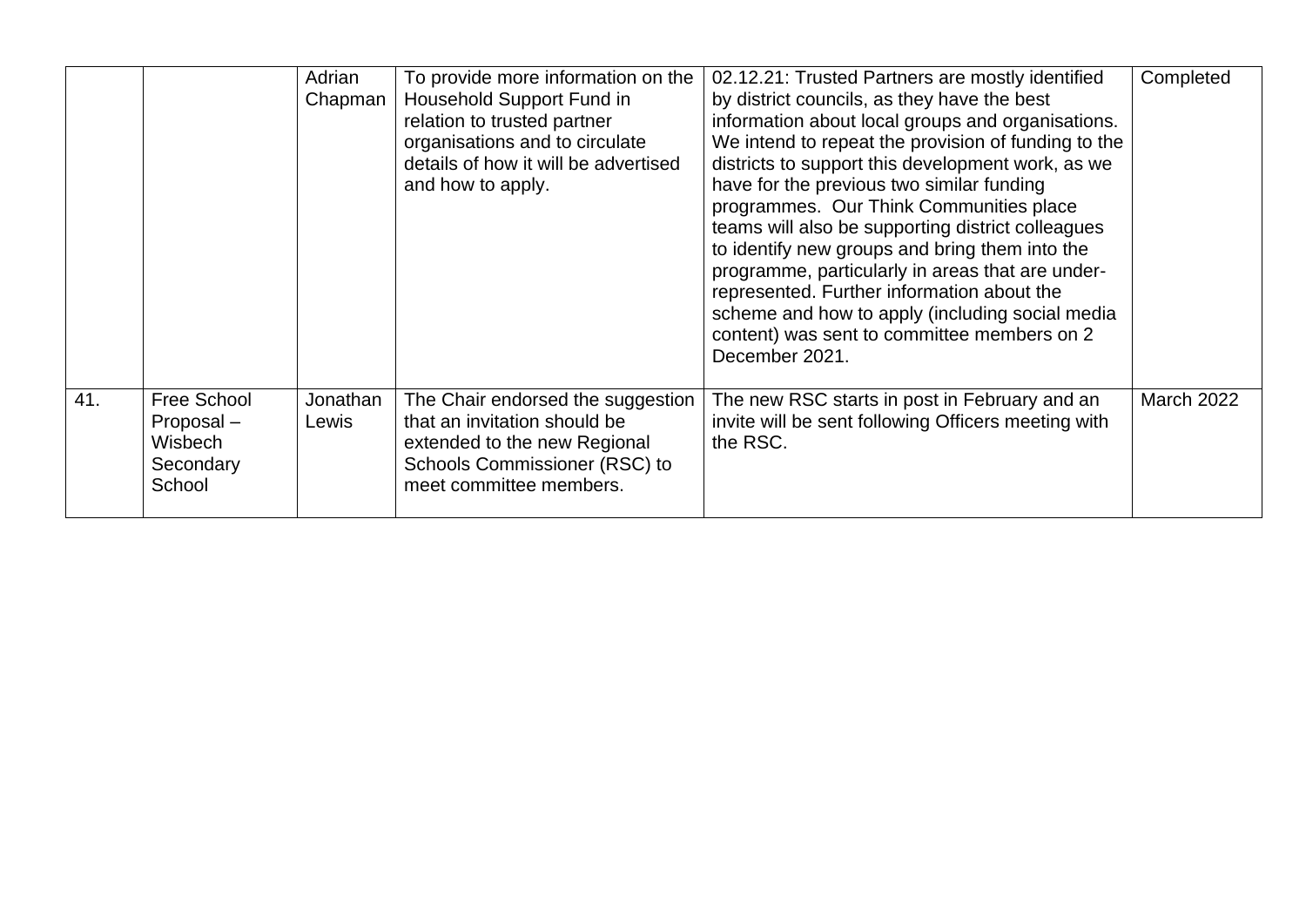| | | | | | |
|---|---|---|---|---|---|
| | | Adrian Chapman | To provide more information on the Household Support Fund in relation to trusted partner organisations and to circulate details of how it will be advertised and how to apply. | 02.12.21: Trusted Partners are mostly identified by district councils, as they have the best information about local groups and organisations. We intend to repeat the provision of funding to the districts to support this development work, as we have for the previous two similar funding programmes. Our Think Communities place teams will also be supporting district colleagues to identify new groups and bring them into the programme, particularly in areas that are under-represented. Further information about the scheme and how to apply (including social media content) was sent to committee members on 2 December 2021. | Completed |
| 41. | Free School Proposal – Wisbech Secondary School | Jonathan Lewis | The Chair endorsed the suggestion that an invitation should be extended to the new Regional Schools Commissioner (RSC) to meet committee members. | The new RSC starts in post in February and an invite will be sent following Officers meeting with the RSC. | March 2022 |